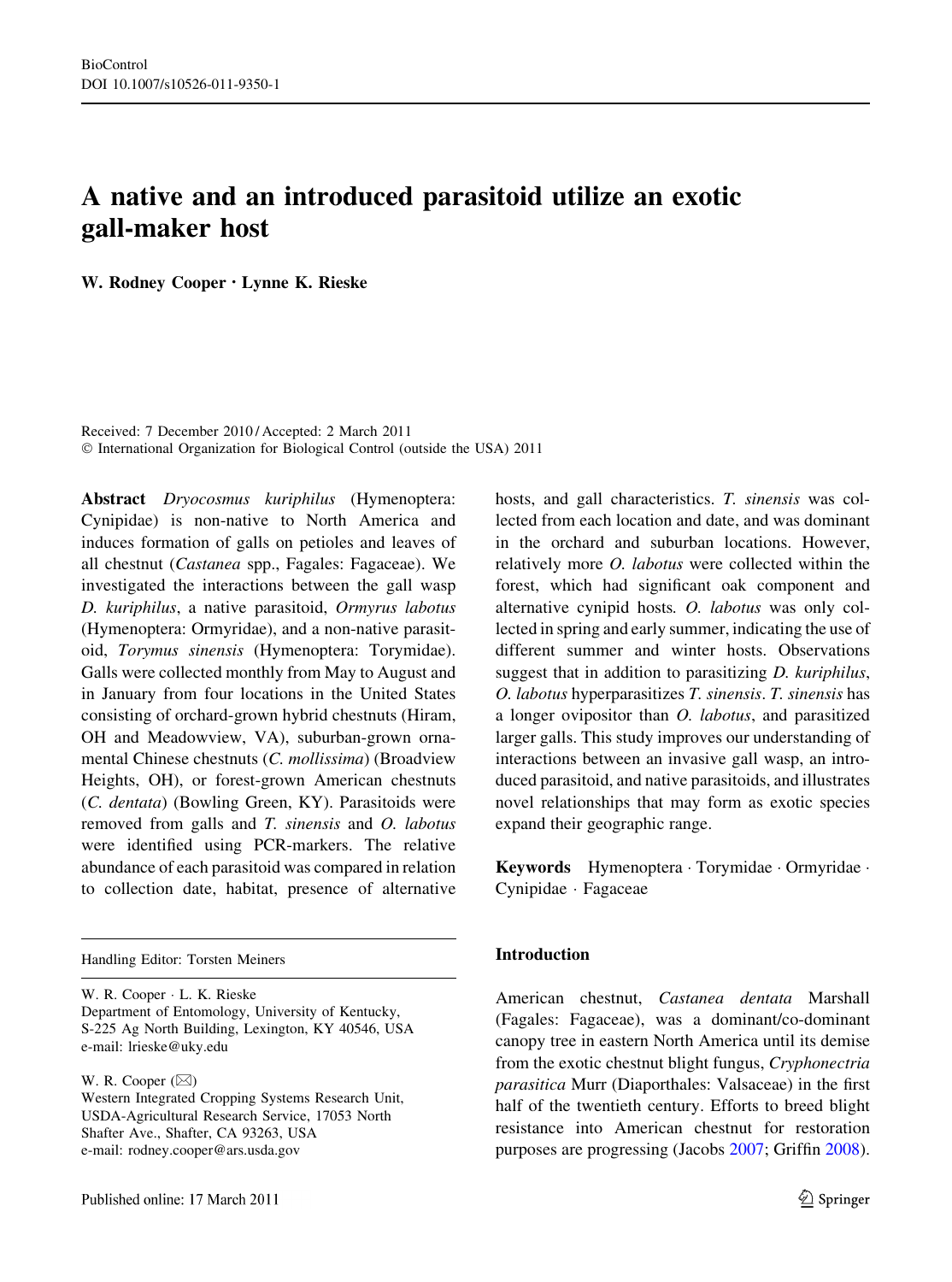BioControl
DOI 10.1007/s10526-011-9350-1

# A native and an introduced parasitoid utilize an exotic gall-maker host

**W. Rodney Cooper · Lynne K. Rieske**

Received: 7 December 2010 / Accepted: 2 March 2011
© International Organization for Biological Control (outside the USA) 2011

**Abstract** *Dryocosmus kuriphilus* (Hymenoptera: Cynipidae) is non-native to North America and induces formation of galls on petioles and leaves of all chestnut (*Castanea* spp., Fagales: Fagaceae). We investigated the interactions between the gall wasp *D. kuriphilus*, a native parasitoid, *Ormyrus labotus* (Hymenoptera: Ormyridae), and a non-native parasitoid, *Torymus sinensis* (Hymenoptera: Torymidae). Galls were collected monthly from May to August and in January from four locations in the United States consisting of orchard-grown hybrid chestnuts (Hiram, OH and Meadowview, VA), suburban-grown ornamental Chinese chestnuts (*C. mollissima*) (Broadview Heights, OH), or forest-grown American chestnuts (*C. dentata*) (Bowling Green, KY). Parasitoids were removed from galls and *T. sinensis* and *O. labotus* were identified using PCR-markers. The relative abundance of each parasitoid was compared in relation to collection date, habitat, presence of alternative hosts, and gall characteristics. *T. sinensis* was collected from each location and date, and was dominant in the orchard and suburban locations. However, relatively more *O. labotus* were collected within the forest, which had significant oak component and alternative cynipid hosts. *O. labotus* was only collected in spring and early summer, indicating the use of different summer and winter hosts. Observations suggest that in addition to parasitizing *D. kuriphilus*, *O. labotus* hyperparasitizes *T. sinensis*. *T. sinensis* has a longer ovipositor than *O. labotus*, and parasitized larger galls. This study improves our understanding of interactions between an invasive gall wasp, an introduced parasitoid, and native parasitoids, and illustrates novel relationships that may form as exotic species expand their geographic range.

**Keywords** Hymenoptera · Torymidae · Ormyridae · Cynipidae · Fagaceae

Handling Editor: Torsten Meiners

W. R. Cooper · L. K. Rieske
Department of Entomology, University of Kentucky, S-225 Ag North Building, Lexington, KY 40546, USA
e-mail: lrieske@uky.edu

W. R. Cooper (✉)
Western Integrated Cropping Systems Research Unit, USDA-Agricultural Research Service, 17053 North Shafter Ave., Shafter, CA 93263, USA
e-mail: rodney.cooper@ars.usda.gov

## Introduction

American chestnut, *Castanea dentata* Marshall (Fagales: Fagaceae), was a dominant/co-dominant canopy tree in eastern North America until its demise from the exotic chestnut blight fungus, *Cryphonectria parasitica* Murr (Diaporthales: Valsaceae) in the first half of the twentieth century. Efforts to breed blight resistance into American chestnut for restoration purposes are progressing (Jacobs 2007; Griffin 2008).

Published online: 17 March 2011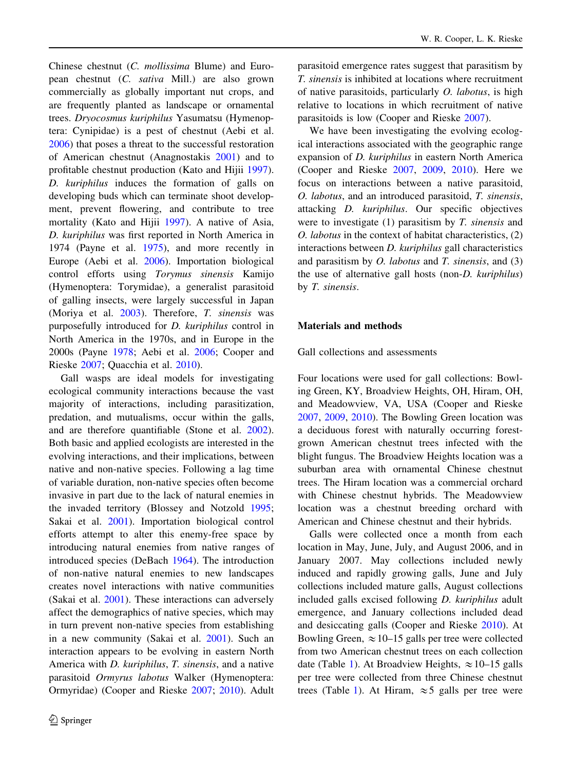Chinese chestnut (*C. mollissima* Blume) and European chestnut (*C. sativa* Mill.) are also grown commercially as globally important nut crops, and are frequently planted as landscape or ornamental trees. *Dryocosmus kuriphilus* Yasumatsu (Hymenoptera: Cynipidae) is a pest of chestnut (Aebi et al. 2006) that poses a threat to the successful restoration of American chestnut (Anagnostakis 2001) and to profitable chestnut production (Kato and Hijii 1997). *D. kuriphilus* induces the formation of galls on developing buds which can terminate shoot development, prevent flowering, and contribute to tree mortality (Kato and Hijii 1997). A native of Asia, *D. kuriphilus* was first reported in North America in 1974 (Payne et al. 1975), and more recently in Europe (Aebi et al. 2006). Importation biological control efforts using *Torymus sinensis* Kamijo (Hymenoptera: Torymidae), a generalist parasitoid of galling insects, were largely successful in Japan (Moriya et al. 2003). Therefore, *T. sinensis* was purposefully introduced for *D. kuriphilus* control in North America in the 1970s, and in Europe in the 2000s (Payne 1978; Aebi et al. 2006; Cooper and Rieske 2007; Quacchia et al. 2010).

Gall wasps are ideal models for investigating ecological community interactions because the vast majority of interactions, including parasitization, predation, and mutualisms, occur within the galls, and are therefore quantifiable (Stone et al. 2002). Both basic and applied ecologists are interested in the evolving interactions, and their implications, between native and non-native species. Following a lag time of variable duration, non-native species often become invasive in part due to the lack of natural enemies in the invaded territory (Blossey and Notzold 1995; Sakai et al. 2001). Importation biological control efforts attempt to alter this enemy-free space by introducing natural enemies from native ranges of introduced species (DeBach 1964). The introduction of non-native natural enemies to new landscapes creates novel interactions with native communities (Sakai et al. 2001). These interactions can adversely affect the demographics of native species, which may in turn prevent non-native species from establishing in a new community (Sakai et al. 2001). Such an interaction appears to be evolving in eastern North America with *D. kuriphilus*, *T. sinensis*, and a native parasitoid *Ormyrus labotus* Walker (Hymenoptera: Ormyridae) (Cooper and Rieske 2007; 2010). Adult parasitoid emergence rates suggest that parasitism by *T. sinensis* is inhibited at locations where recruitment of native parasitoids, particularly *O. labotus*, is high relative to locations in which recruitment of native parasitoids is low (Cooper and Rieske 2007).

We have been investigating the evolving ecological interactions associated with the geographic range expansion of *D. kuriphilus* in eastern North America (Cooper and Rieske 2007, 2009, 2010). Here we focus on interactions between a native parasitoid, *O. labotus*, and an introduced parasitoid, *T. sinensis*, attacking *D. kuriphilus*. Our specific objectives were to investigate (1) parasitism by *T. sinensis* and *O. labotus* in the context of habitat characteristics, (2) interactions between *D. kuriphilus* gall characteristics and parasitism by *O. labotus* and *T. sinensis*, and (3) the use of alternative gall hosts (non-*D. kuriphilus*) by *T. sinensis*.

## Materials and methods

### Gall collections and assessments

Four locations were used for gall collections: Bowling Green, KY, Broadview Heights, OH, Hiram, OH, and Meadowview, VA, USA (Cooper and Rieske 2007, 2009, 2010). The Bowling Green location was a deciduous forest with naturally occurring forest-grown American chestnut trees infected with the blight fungus. The Broadview Heights location was a suburban area with ornamental Chinese chestnut trees. The Hiram location was a commercial orchard with Chinese chestnut hybrids. The Meadowview location was a chestnut breeding orchard with American and Chinese chestnut and their hybrids.

Galls were collected once a month from each location in May, June, July, and August 2006, and in January 2007. May collections included newly induced and rapidly growing galls, June and July collections included mature galls, August collections included galls excised following *D. kuriphilus* adult emergence, and January collections included dead and desiccating galls (Cooper and Rieske 2010). At Bowling Green, ≈10–15 galls per tree were collected from two American chestnut trees on each collection date (Table 1). At Broadview Heights, ≈10–15 galls per tree were collected from three Chinese chestnut trees (Table 1). At Hiram, ≈5 galls per tree were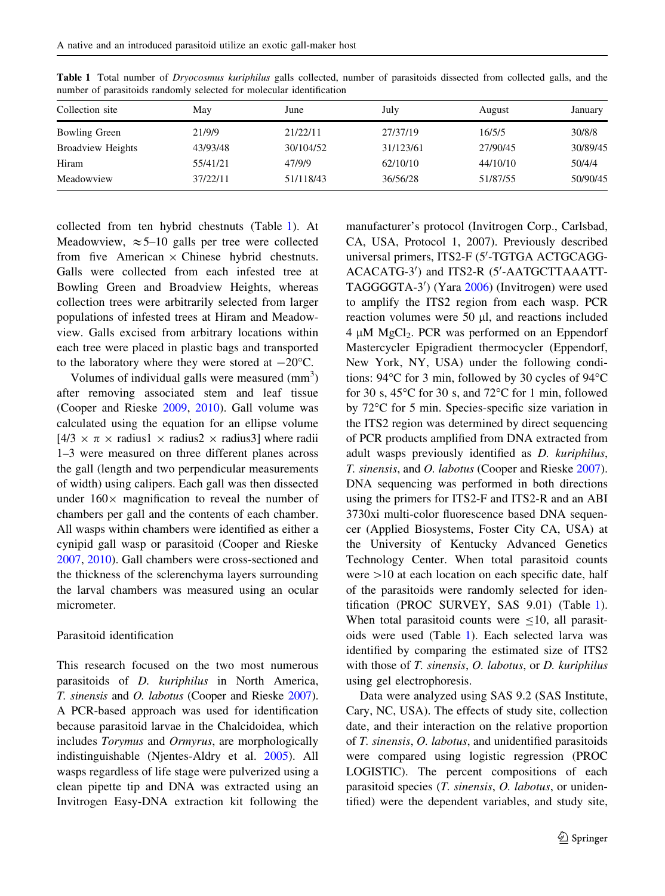Table 1 Total number of *Dryocosmus kuriphilus* galls collected, number of parasitoids dissected from collected galls, and the number of parasitoids randomly selected for molecular identification

| Collection site | May | June | July | August | January |
|---|---|---|---|---|---|
| Bowling Green | 21/9/9 | 21/22/11 | 27/37/19 | 16/5/5 | 30/8/8 |
| Broadview Heights | 43/93/48 | 30/104/52 | 31/123/61 | 27/90/45 | 30/89/45 |
| Hiram | 55/41/21 | 47/9/9 | 62/10/10 | 44/10/10 | 50/4/4 |
| Meadowview | 37/22/11 | 51/118/43 | 36/56/28 | 51/87/55 | 50/90/45 |

collected from ten hybrid chestnuts (Table 1). At Meadowview, ≈5–10 galls per tree were collected from five American × Chinese hybrid chestnuts. Galls were collected from each infested tree at Bowling Green and Broadview Heights, whereas collection trees were arbitrarily selected from larger populations of infested trees at Hiram and Meadowview. Galls excised from arbitrary locations within each tree were placed in plastic bags and transported to the laboratory where they were stored at −20°C.

Volumes of individual galls were measured ($mm^3$) after removing associated stem and leaf tissue (Cooper and Rieske 2009, 2010). Gall volume was calculated using the equation for an ellipse volume [4/3 × π × radius1 × radius2 × radius3] where radii 1–3 were measured on three different planes across the gall (length and two perpendicular measurements of width) using calipers. Each gall was then dissected under 160× magnification to reveal the number of chambers per gall and the contents of each chamber. All wasps within chambers were identified as either a cynipid gall wasp or parasitoid (Cooper and Rieske 2007, 2010). Gall chambers were cross-sectioned and the thickness of the sclerenchyma layers surrounding the larval chambers was measured using an ocular micrometer.

## Parasitoid identification

This research focused on the two most numerous parasitoids of *D. kuriphilus* in North America, *T. sinensis* and *O. labotus* (Cooper and Rieske 2007). A PCR-based approach was used for identification because parasitoid larvae in the Chalcidoidea, which includes *Torymus* and *Ormyrus*, are morphologically indistinguishable (Njentes-Aldry et al. 2005). All wasps regardless of life stage were pulverized using a clean pipette tip and DNA was extracted using an Invitrogen Easy-DNA extraction kit following the manufacturer's protocol (Invitrogen Corp., Carlsbad, CA, USA, Protocol 1, 2007). Previously described universal primers, ITS2-F (5′-TGTGA ACTGCAGG-ACACATG-3′) and ITS2-R (5′-AATGCTTAAATT-TAGGGGTA-3′) (Yara 2006) (Invitrogen) were used to amplify the ITS2 region from each wasp. PCR reaction volumes were 50 μl, and reactions included 4 μM $MgCl_2$. PCR was performed on an Eppendorf Mastercycler Epigradient thermocycler (Eppendorf, New York, NY, USA) under the following conditions: 94°C for 3 min, followed by 30 cycles of 94°C for 30 s, 45°C for 30 s, and 72°C for 1 min, followed by 72°C for 5 min. Species-specific size variation in the ITS2 region was determined by direct sequencing of PCR products amplified from DNA extracted from adult wasps previously identified as *D. kuriphilus*, *T. sinensis*, and *O. labotus* (Cooper and Rieske 2007). DNA sequencing was performed in both directions using the primers for ITS2-F and ITS2-R and an ABI 3730xi multi-color fluorescence based DNA sequencer (Applied Biosystems, Foster City CA, USA) at the University of Kentucky Advanced Genetics Technology Center. When total parasitoid counts were >10 at each location on each specific date, half of the parasitoids were randomly selected for identification (PROC SURVEY, SAS 9.01) (Table 1). When total parasitoid counts were ≤10, all parasitoids were used (Table 1). Each selected larva was identified by comparing the estimated size of ITS2 with those of *T. sinensis*, *O. labotus*, or *D. kuriphilus* using gel electrophoresis.

Data were analyzed using SAS 9.2 (SAS Institute, Cary, NC, USA). The effects of study site, collection date, and their interaction on the relative proportion of *T. sinensis*, *O. labotus*, and unidentified parasitoids were compared using logistic regression (PROC LOGISTIC). The percent compositions of each parasitoid species (*T. sinensis*, *O. labotus*, or unidentified) were the dependent variables, and study site,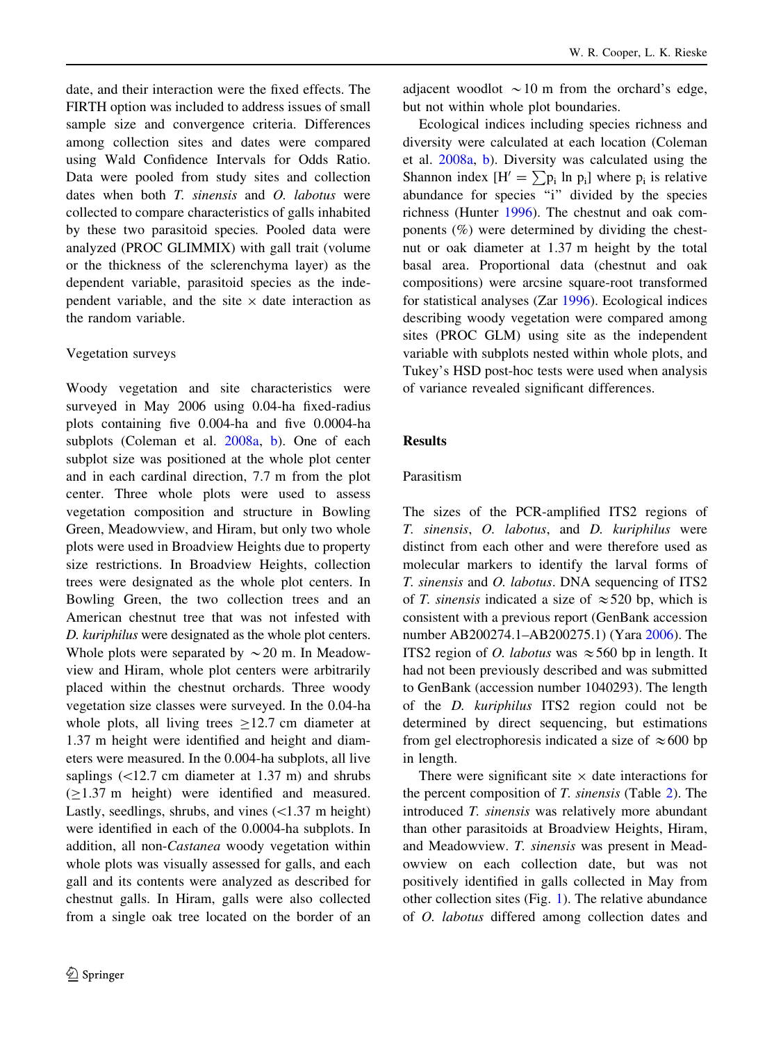date, and their interaction were the fixed effects. The FIRTH option was included to address issues of small sample size and convergence criteria. Differences among collection sites and dates were compared using Wald Confidence Intervals for Odds Ratio. Data were pooled from study sites and collection dates when both *T. sinensis* and *O. labotus* were collected to compare characteristics of galls inhabited by these two parasitoid species. Pooled data were analyzed (PROC GLIMMIX) with gall trait (volume or the thickness of the sclerenchyma layer) as the dependent variable, parasitoid species as the independent variable, and the site × date interaction as the random variable.

### Vegetation surveys

Woody vegetation and site characteristics were surveyed in May 2006 using 0.04-ha fixed-radius plots containing five 0.004-ha and five 0.0004-ha subplots (Coleman et al. 2008a, b). One of each subplot size was positioned at the whole plot center and in each cardinal direction, 7.7 m from the plot center. Three whole plots were used to assess vegetation composition and structure in Bowling Green, Meadowview, and Hiram, but only two whole plots were used in Broadview Heights due to property size restrictions. In Broadview Heights, collection trees were designated as the whole plot centers. In Bowling Green, the two collection trees and an American chestnut tree that was not infested with *D. kuriphilus* were designated as the whole plot centers. Whole plots were separated by ~20 m. In Meadowview and Hiram, whole plot centers were arbitrarily placed within the chestnut orchards. Three woody vegetation size classes were surveyed. In the 0.04-ha whole plots, all living trees ≥12.7 cm diameter at 1.37 m height were identified and height and diameters were measured. In the 0.004-ha subplots, all live saplings (<12.7 cm diameter at 1.37 m) and shrubs (≥1.37 m height) were identified and measured. Lastly, seedlings, shrubs, and vines (<1.37 m height) were identified in each of the 0.0004-ha subplots. In addition, all non-*Castanea* woody vegetation within whole plots was visually assessed for galls, and each gall and its contents were analyzed as described for chestnut galls. In Hiram, galls were also collected from a single oak tree located on the border of an adjacent woodlot ~10 m from the orchard's edge, but not within whole plot boundaries.

Ecological indices including species richness and diversity were calculated at each location (Coleman et al. 2008a, b). Diversity was calculated using the Shannon index [$H' = \sum p_i \ln p_i$] where $p_i$ is relative abundance for species "i" divided by the species richness (Hunter 1996). The chestnut and oak components (%) were determined by dividing the chestnut or oak diameter at 1.37 m height by the total basal area. Proportional data (chestnut and oak compositions) were arcsine square-root transformed for statistical analyses (Zar 1996). Ecological indices describing woody vegetation were compared among sites (PROC GLM) using site as the independent variable with subplots nested within whole plots, and Tukey's HSD post-hoc tests were used when analysis of variance revealed significant differences.

## Results

### Parasitism

The sizes of the PCR-amplified ITS2 regions of *T. sinensis*, *O. labotus*, and *D. kuriphilus* were distinct from each other and were therefore used as molecular markers to identify the larval forms of *T. sinensis* and *O. labotus*. DNA sequencing of ITS2 of *T. sinensis* indicated a size of ≈520 bp, which is consistent with a previous report (GenBank accession number AB200274.1–AB200275.1) (Yara 2006). The ITS2 region of *O. labotus* was ≈560 bp in length. It had not been previously described and was submitted to GenBank (accession number 1040293). The length of the *D. kuriphilus* ITS2 region could not be determined by direct sequencing, but estimations from gel electrophoresis indicated a size of ≈600 bp in length.

There were significant site × date interactions for the percent composition of *T. sinensis* (Table 2). The introduced *T. sinensis* was relatively more abundant than other parasitoids at Broadview Heights, Hiram, and Meadowview. *T. sinensis* was present in Meadowview on each collection date, but was not positively identified in galls collected in May from other collection sites (Fig. 1). The relative abundance of *O. labotus* differed among collection dates and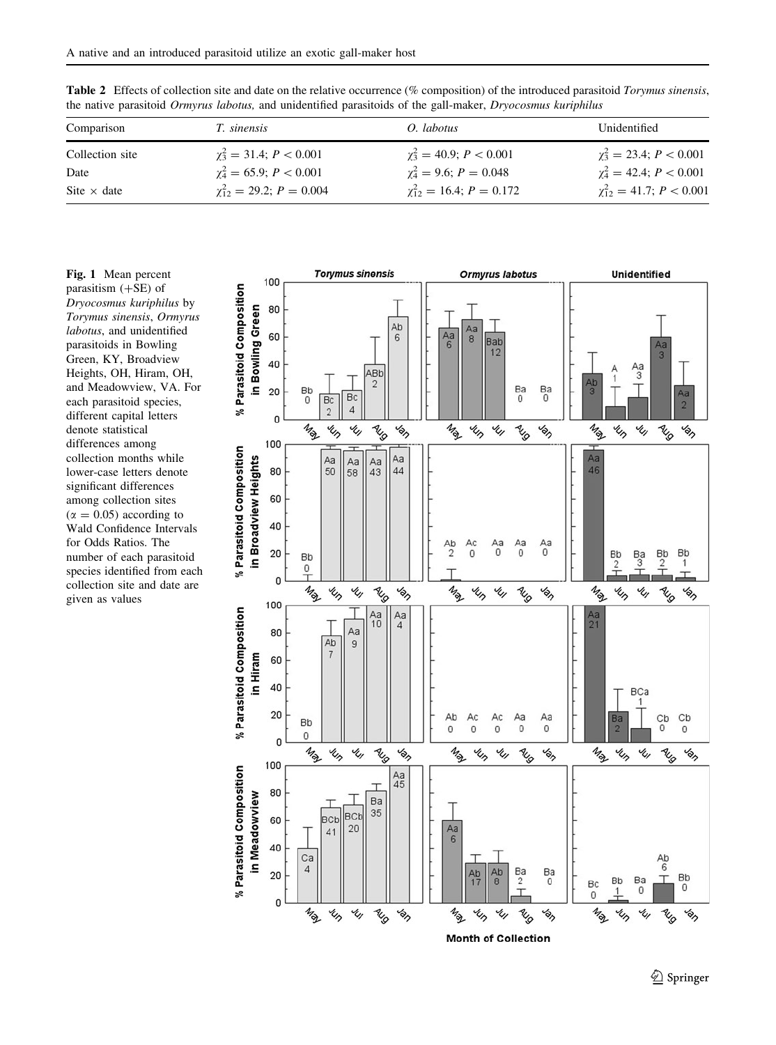**Table 2** Effects of collection site and date on the relative occurrence (% composition) of the introduced parasitoid *Torymus sinensis*, the native parasitoid *Ormyrus labotus,* and unidentified parasitoids of the gall-maker, *Dryocosmus kuriphilus*

| Comparison | *T. sinensis* | *O. labotus* | Unidentified |
|---|---|---|---|
| Collection site | $\chi^2_3 = 31.4$; $P < 0.001$ | $\chi^2_3 = 40.9$; $P < 0.001$ | $\chi^2_3 = 23.4$; $P < 0.001$ |
| Date | $\chi^2_4 = 65.9$; $P < 0.001$ | $\chi^2_4 = 9.6$; $P = 0.048$ | $\chi^2_4 = 42.4$; $P < 0.001$ |
| Site × date | $\chi^2_{12} = 29.2$; $P = 0.004$ | $\chi^2_{12} = 16.4$; $P = 0.172$ | $\chi^2_{12} = 41.7$; $P < 0.001$ |

**Fig. 1** Mean percent parasitism (+SE) of *Dryocosmus kuriphilus* by *Torymus sinensis*, *Ormyrus labotus*, and unidentified parasitoids in Bowling Green, KY, Broadview Heights, OH, Hiram, OH, and Meadowview, VA. For each parasitoid species, different capital letters denote statistical differences among collection months while lower-case letters denote significant differences among collection sites ($\alpha = 0.05$) according to Wald Confidence Intervals for Odds Ratios. The number of each parasitoid species identified from each collection site and date are given as values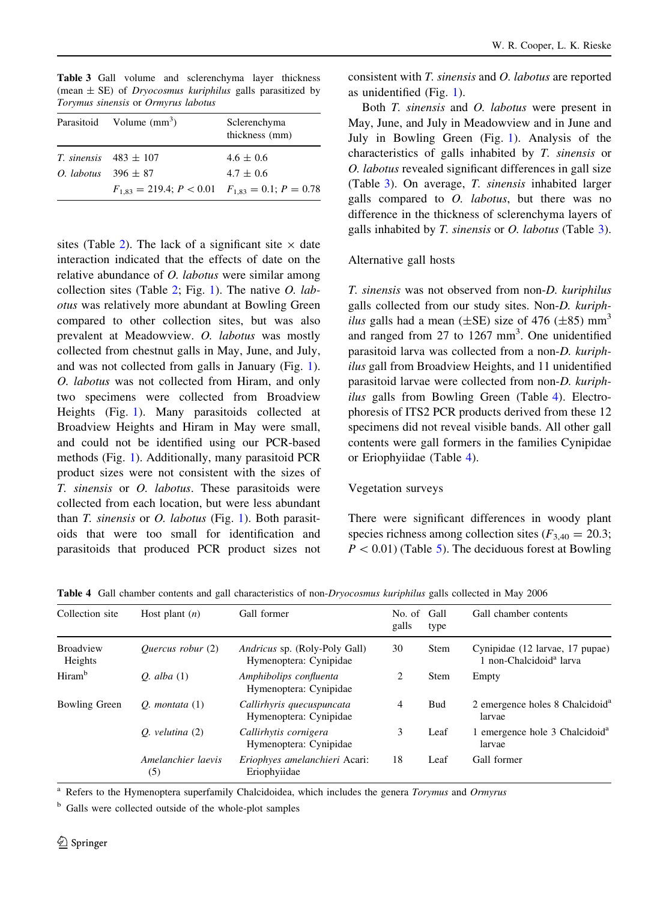**Table 3** Gall volume and sclerenchyma layer thickness (mean ± SE) of *Dryocosmus kuriphilus* galls parasitized by *Torymus sinensis* or *Ormyrus labotus*

| Parasitoid | Volume ($mm^3$) | Sclerenchyma thickness (mm) |
|---|---|---|
| *T. sinensis* | 483 ± 107 | 4.6 ± 0.6 |
| *O. labotus* | 396 ± 87 | 4.7 ± 0.6 |
| | $F_{1,83} = 219.4$; $P < 0.01$ | $F_{1,83} = 0.1$; $P = 0.78$ |

sites (Table 2). The lack of a significant site × date interaction indicated that the effects of date on the relative abundance of *O. labotus* were similar among collection sites (Table 2; Fig. 1). The native *O. labotus* was relatively more abundant at Bowling Green compared to other collection sites, but was also prevalent at Meadowview. *O. labotus* was mostly collected from chestnut galls in May, June, and July, and was not collected from galls in January (Fig. 1). *O. labotus* was not collected from Hiram, and only two specimens were collected from Broadview Heights (Fig. 1). Many parasitoids collected at Broadview Heights and Hiram in May were small, and could not be identified using our PCR-based methods (Fig. 1). Additionally, many parasitoid PCR product sizes were not consistent with the sizes of *T. sinensis* or *O. labotus*. These parasitoids were collected from each location, but were less abundant than *T. sinensis* or *O. labotus* (Fig. 1). Both parasitoids that were too small for identification and parasitoids that produced PCR product sizes not consistent with *T. sinensis* and *O. labotus* are reported as unidentified (Fig. 1).

Both *T. sinensis* and *O. labotus* were present in May, June, and July in Meadowview and in June and July in Bowling Green (Fig. 1). Analysis of the characteristics of galls inhabited by *T. sinensis* or *O. labotus* revealed significant differences in gall size (Table 3). On average, *T. sinensis* inhabited larger galls compared to *O. labotus*, but there was no difference in the thickness of sclerenchyma layers of galls inhabited by *T. sinensis* or *O. labotus* (Table 3).

### Alternative gall hosts

*T. sinensis* was not observed from non-*D. kuriphilus* galls collected from our study sites. Non-*D. kuriphilus* galls had a mean (±SE) size of 476 (±85) $mm^3$ and ranged from 27 to 1267 $mm^3$. One unidentified parasitoid larva was collected from a non-*D. kuriphilus* gall from Broadview Heights, and 11 unidentified parasitoid larvae were collected from non-*D. kuriphilus* galls from Bowling Green (Table 4). Electrophoresis of ITS2 PCR products derived from these 12 specimens did not reveal visible bands. All other gall contents were gall formers in the families Cynipidae or Eriophyiidae (Table 4).

### Vegetation surveys

There were significant differences in woody plant species richness among collection sites ($F_{3,40} = 20.3$; $P < 0.01$) (Table 5). The deciduous forest at Bowling

**Table 4** Gall chamber contents and gall characteristics of non-*Dryocosmus kuriphilus* galls collected in May 2006

| Collection site | Host plant (*n*) | Gall former | No. of galls | Gall type | Gall chamber contents |
|---|---|---|---|---|---|
| Broadview Heights | *Quercus robur* (2) | *Andricus* sp. (Roly-Poly Gall) Hymenoptera: Cynipidae | 30 | Stem | Cynipidae (12 larvae, 17 pupae) 1 non-Chalcidoid[a] larva |
| Hiram[b] | *Q. alba* (1) | *Amphibolips confluenta* Hymenoptera: Cynipidae | 2 | Stem | Empty |
| Bowling Green | *Q. montata* (1) | *Callirhyris quecuspuncata* Hymenoptera: Cynipidae | 4 | Bud | 2 emergence holes 8 Chalcidoid[a] larvae |
| | *Q. velutina* (2) | *Callirhytis cornigera* Hymenoptera: Cynipidae | 3 | Leaf | 1 emergence hole 3 Chalcidoid[a] larvae |
| | *Amelanchier laevis* (5) | *Eriophyes amelanchieri* Acari: Eriophyiidae | 18 | Leaf | Gall former |

[a] Refers to the Hymenoptera superfamily Chalcidoidea, which includes the genera *Torymus* and *Ormyrus*

[b] Galls were collected outside of the whole-plot samples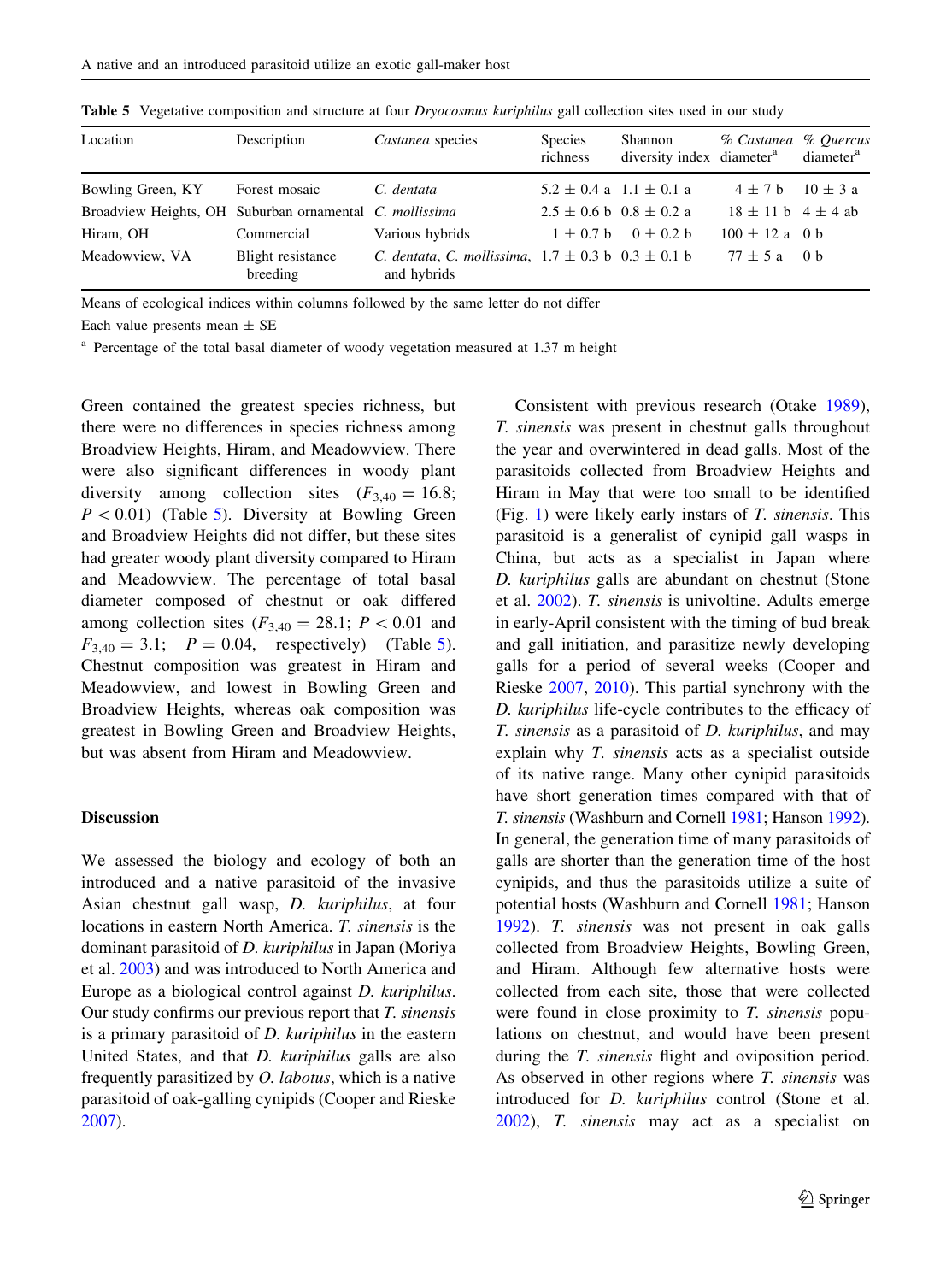**Table 5** Vegetative composition and structure at four *Dryocosmus kuriphilus* gall collection sites used in our study

| Location | Description | *Castanea* species | Species richness | Shannon diversity index | % *Castanea* diameter[a] | % *Quercus* diameter[a] |
|---|---|---|---|---|---|---|
| Bowling Green, KY | Forest mosaic | *C. dentata* | 5.2 ± 0.4 a | 1.1 ± 0.1 a | 4 ± 7 b | 10 ± 3 a |
| Broadview Heights, OH | Suburban ornamental | *C. mollissima* | 2.5 ± 0.6 b | 0.8 ± 0.2 a | 18 ± 11 b | 4 ± 4 ab |
| Hiram, OH | Commercial | Various hybrids | 1 ± 0.7 b | 0 ± 0.2 b | 100 ± 12 a | 0 b |
| Meadowview, VA | Blight resistance breeding | *C. dentata*, *C. mollissima*, and hybrids | 1.7 ± 0.3 b | 0.3 ± 0.1 b | 77 ± 5 a | 0 b |

Means of ecological indices within columns followed by the same letter do not differ

Each value presents mean ± SE

[a] Percentage of the total basal diameter of woody vegetation measured at 1.37 m height

Green contained the greatest species richness, but there were no differences in species richness among Broadview Heights, Hiram, and Meadowview. There were also significant differences in woody plant diversity among collection sites ($F_{3,40} = 16.8$; $P < 0.01$) (Table 5). Diversity at Bowling Green and Broadview Heights did not differ, but these sites had greater woody plant diversity compared to Hiram and Meadowview. The percentage of total basal diameter composed of chestnut or oak differed among collection sites ($F_{3,40} = 28.1$; $P < 0.01$ and $F_{3,40} = 3.1$; $P = 0.04$, respectively) (Table 5). Chestnut composition was greatest in Hiram and Meadowview, and lowest in Bowling Green and Broadview Heights, whereas oak composition was greatest in Bowling Green and Broadview Heights, but was absent from Hiram and Meadowview.

## Discussion

We assessed the biology and ecology of both an introduced and a native parasitoid of the invasive Asian chestnut gall wasp, *D. kuriphilus*, at four locations in eastern North America. *T. sinensis* is the dominant parasitoid of *D. kuriphilus* in Japan (Moriya et al. 2003) and was introduced to North America and Europe as a biological control against *D. kuriphilus*. Our study confirms our previous report that *T. sinensis* is a primary parasitoid of *D. kuriphilus* in the eastern United States, and that *D. kuriphilus* galls are also frequently parasitized by *O. labotus*, which is a native parasitoid of oak-galling cynipids (Cooper and Rieske 2007).

Consistent with previous research (Otake 1989), *T. sinensis* was present in chestnut galls throughout the year and overwintered in dead galls. Most of the parasitoids collected from Broadview Heights and Hiram in May that were too small to be identified (Fig. 1) were likely early instars of *T. sinensis*. This parasitoid is a generalist of cynipid gall wasps in China, but acts as a specialist in Japan where *D. kuriphilus* galls are abundant on chestnut (Stone et al. 2002). *T. sinensis* is univoltine. Adults emerge in early-April consistent with the timing of bud break and gall initiation, and parasitize newly developing galls for a period of several weeks (Cooper and Rieske 2007, 2010). This partial synchrony with the *D. kuriphilus* life-cycle contributes to the efficacy of *T. sinensis* as a parasitoid of *D. kuriphilus*, and may explain why *T. sinensis* acts as a specialist outside of its native range. Many other cynipid parasitoids have short generation times compared with that of *T. sinensis* (Washburn and Cornell 1981; Hanson 1992). In general, the generation time of many parasitoids of galls are shorter than the generation time of the host cynipids, and thus the parasitoids utilize a suite of potential hosts (Washburn and Cornell 1981; Hanson 1992). *T. sinensis* was not present in oak galls collected from Broadview Heights, Bowling Green, and Hiram. Although few alternative hosts were collected from each site, those that were collected were found in close proximity to *T. sinensis* populations on chestnut, and would have been present during the *T. sinensis* flight and oviposition period. As observed in other regions where *T. sinensis* was introduced for *D. kuriphilus* control (Stone et al. 2002), *T. sinensis* may act as a specialist on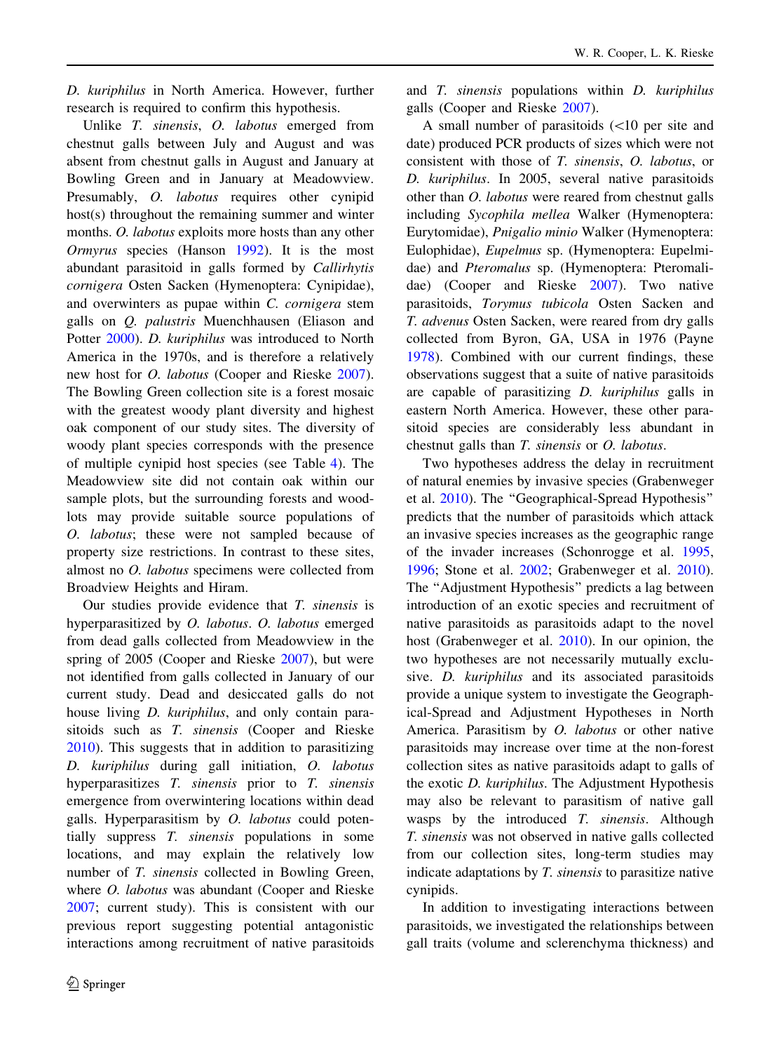*D. kuriphilus* in North America. However, further research is required to confirm this hypothesis.

Unlike *T. sinensis*, *O. labotus* emerged from chestnut galls between July and August and was absent from chestnut galls in August and January at Bowling Green and in January at Meadowview. Presumably, *O. labotus* requires other cynipid host(s) throughout the remaining summer and winter months. *O. labotus* exploits more hosts than any other *Ormyrus* species (Hanson 1992). It is the most abundant parasitoid in galls formed by *Callirhytis cornigera* Osten Sacken (Hymenoptera: Cynipidae), and overwinters as pupae within *C. cornigera* stem galls on *Q. palustris* Muenchhausen (Eliason and Potter 2000). *D. kuriphilus* was introduced to North America in the 1970s, and is therefore a relatively new host for *O. labotus* (Cooper and Rieske 2007). The Bowling Green collection site is a forest mosaic with the greatest woody plant diversity and highest oak component of our study sites. The diversity of woody plant species corresponds with the presence of multiple cynipid host species (see Table 4). The Meadowview site did not contain oak within our sample plots, but the surrounding forests and woodlots may provide suitable source populations of *O. labotus*; these were not sampled because of property size restrictions. In contrast to these sites, almost no *O. labotus* specimens were collected from Broadview Heights and Hiram.

Our studies provide evidence that *T. sinensis* is hyperparasitized by *O. labotus*. *O. labotus* emerged from dead galls collected from Meadowview in the spring of 2005 (Cooper and Rieske 2007), but were not identified from galls collected in January of our current study. Dead and desiccated galls do not house living *D. kuriphilus*, and only contain parasitoids such as *T. sinensis* (Cooper and Rieske 2010). This suggests that in addition to parasitizing *D. kuriphilus* during gall initiation, *O. labotus* hyperparasitizes *T. sinensis* prior to *T. sinensis* emergence from overwintering locations within dead galls. Hyperparasitism by *O. labotus* could potentially suppress *T. sinensis* populations in some locations, and may explain the relatively low number of *T. sinensis* collected in Bowling Green, where *O. labotus* was abundant (Cooper and Rieske 2007; current study). This is consistent with our previous report suggesting potential antagonistic interactions among recruitment of native parasitoids and *T. sinensis* populations within *D. kuriphilus* galls (Cooper and Rieske 2007).

A small number of parasitoids (<10 per site and date) produced PCR products of sizes which were not consistent with those of *T. sinensis*, *O. labotus*, or *D. kuriphilus*. In 2005, several native parasitoids other than *O. labotus* were reared from chestnut galls including *Sycophila mellea* Walker (Hymenoptera: Eurytomidae), *Pnigalio minio* Walker (Hymenoptera: Eulophidae), *Eupelmus* sp. (Hymenoptera: Eupelmidae) and *Pteromalus* sp. (Hymenoptera: Pteromalidae) (Cooper and Rieske 2007). Two native parasitoids, *Torymus tubicola* Osten Sacken and *T. advenus* Osten Sacken, were reared from dry galls collected from Byron, GA, USA in 1976 (Payne 1978). Combined with our current findings, these observations suggest that a suite of native parasitoids are capable of parasitizing *D. kuriphilus* galls in eastern North America. However, these other parasitoid species are considerably less abundant in chestnut galls than *T. sinensis* or *O. labotus*.

Two hypotheses address the delay in recruitment of natural enemies by invasive species (Grabenweger et al. 2010). The "Geographical-Spread Hypothesis" predicts that the number of parasitoids which attack an invasive species increases as the geographic range of the invader increases (Schonrogge et al. 1995, 1996; Stone et al. 2002; Grabenweger et al. 2010). The "Adjustment Hypothesis" predicts a lag between introduction of an exotic species and recruitment of native parasitoids as parasitoids adapt to the novel host (Grabenweger et al. 2010). In our opinion, the two hypotheses are not necessarily mutually exclusive. *D. kuriphilus* and its associated parasitoids provide a unique system to investigate the Geographical-Spread and Adjustment Hypotheses in North America. Parasitism by *O. labotus* or other native parasitoids may increase over time at the non-forest collection sites as native parasitoids adapt to galls of the exotic *D. kuriphilus*. The Adjustment Hypothesis may also be relevant to parasitism of native gall wasps by the introduced *T. sinensis*. Although *T. sinensis* was not observed in native galls collected from our collection sites, long-term studies may indicate adaptations by *T. sinensis* to parasitize native cynipids.

In addition to investigating interactions between parasitoids, we investigated the relationships between gall traits (volume and sclerenchyma thickness) and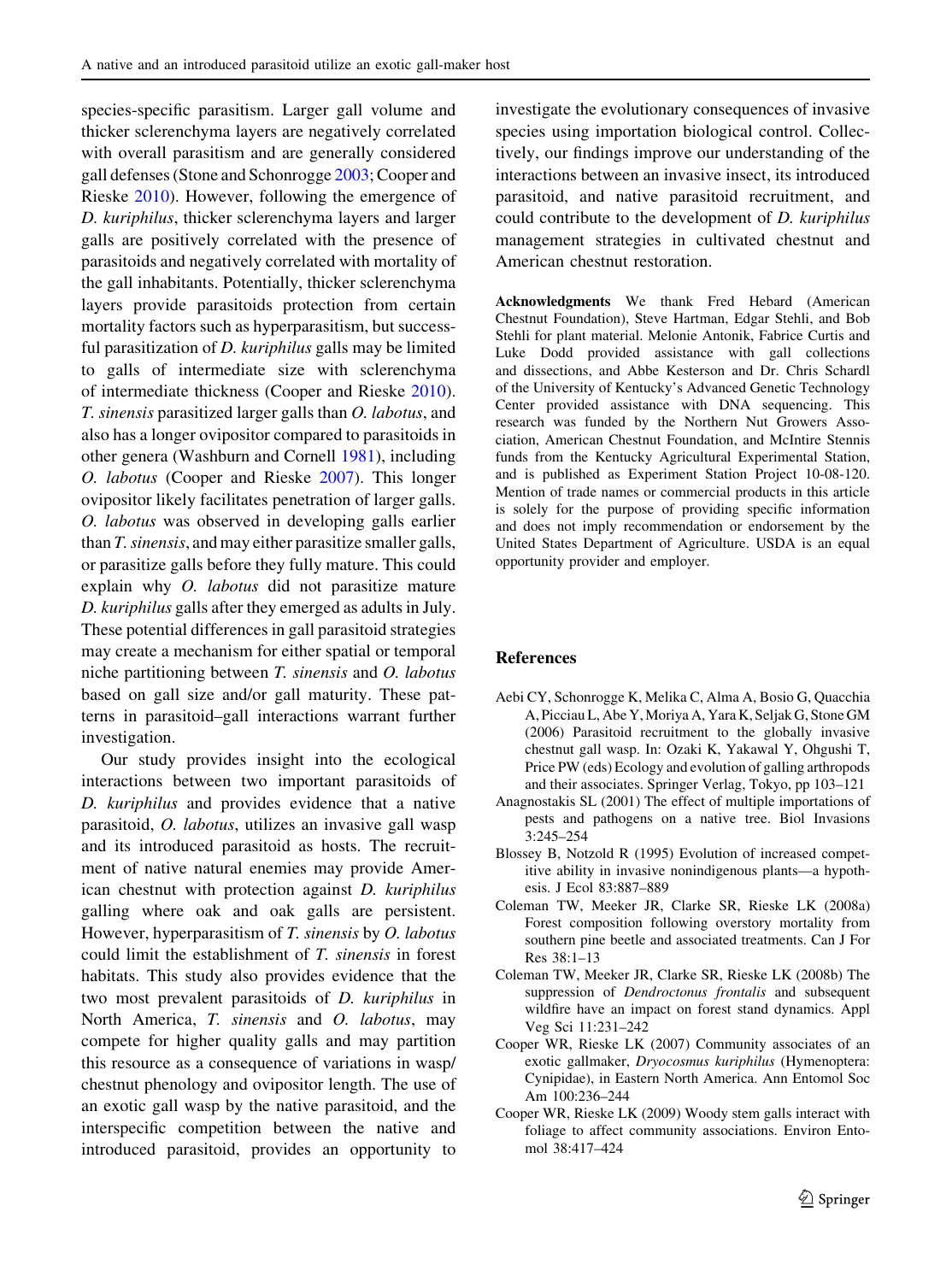species-specific parasitism. Larger gall volume and thicker sclerenchyma layers are negatively correlated with overall parasitism and are generally considered gall defenses (Stone and Schonrogge 2003; Cooper and Rieske 2010). However, following the emergence of *D. kuriphilus*, thicker sclerenchyma layers and larger galls are positively correlated with the presence of parasitoids and negatively correlated with mortality of the gall inhabitants. Potentially, thicker sclerenchyma layers provide parasitoids protection from certain mortality factors such as hyperparasitism, but successful parasitization of *D. kuriphilus* galls may be limited to galls of intermediate size with sclerenchyma of intermediate thickness (Cooper and Rieske 2010). *T. sinensis* parasitized larger galls than *O. labotus*, and also has a longer ovipositor compared to parasitoids in other genera (Washburn and Cornell 1981), including *O. labotus* (Cooper and Rieske 2007). This longer ovipositor likely facilitates penetration of larger galls. *O. labotus* was observed in developing galls earlier than *T. sinensis*, and may either parasitize smaller galls, or parasitize galls before they fully mature. This could explain why *O. labotus* did not parasitize mature *D. kuriphilus* galls after they emerged as adults in July. These potential differences in gall parasitoid strategies may create a mechanism for either spatial or temporal niche partitioning between *T. sinensis* and *O. labotus* based on gall size and/or gall maturity. These patterns in parasitoid–gall interactions warrant further investigation.

Our study provides insight into the ecological interactions between two important parasitoids of *D. kuriphilus* and provides evidence that a native parasitoid, *O. labotus*, utilizes an invasive gall wasp and its introduced parasitoid as hosts. The recruitment of native natural enemies may provide American chestnut with protection against *D. kuriphilus* galling where oak and oak galls are persistent. However, hyperparasitism of *T. sinensis* by *O. labotus* could limit the establishment of *T. sinensis* in forest habitats. This study also provides evidence that the two most prevalent parasitoids of *D. kuriphilus* in North America, *T. sinensis* and *O. labotus*, may compete for higher quality galls and may partition this resource as a consequence of variations in wasp/chestnut phenology and ovipositor length. The use of an exotic gall wasp by the native parasitoid, and the interspecific competition between the native and introduced parasitoid, provides an opportunity to investigate the evolutionary consequences of invasive species using importation biological control. Collectively, our findings improve our understanding of the interactions between an invasive insect, its introduced parasitoid, and native parasitoid recruitment, and could contribute to the development of *D. kuriphilus* management strategies in cultivated chestnut and American chestnut restoration.

**Acknowledgments** We thank Fred Hebard (American Chestnut Foundation), Steve Hartman, Edgar Stehli, and Bob Stehli for plant material. Melonie Antonik, Fabrice Curtis and Luke Dodd provided assistance with gall collections and dissections, and Abbe Kesterson and Dr. Chris Schardl of the University of Kentucky's Advanced Genetic Technology Center provided assistance with DNA sequencing. This research was funded by the Northern Nut Growers Association, American Chestnut Foundation, and McIntire Stennis funds from the Kentucky Agricultural Experimental Station, and is published as Experiment Station Project 10-08-120. Mention of trade names or commercial products in this article is solely for the purpose of providing specific information and does not imply recommendation or endorsement by the United States Department of Agriculture. USDA is an equal opportunity provider and employer.

## References

Aebi CY, Schonrogge K, Melika C, Alma A, Bosio G, Quacchia A, Picciau L, Abe Y, Moriya A, Yara K, Seljak G, Stone GM (2006) Parasitoid recruitment to the globally invasive chestnut gall wasp. In: Ozaki K, Yakawal Y, Ohgushi T, Price PW (eds) Ecology and evolution of galling arthropods and their associates. Springer Verlag, Tokyo, pp 103–121

Anagnostakis SL (2001) The effect of multiple importations of pests and pathogens on a native tree. Biol Invasions 3:245–254

Blossey B, Notzold R (1995) Evolution of increased competitive ability in invasive nonindigenous plants—a hypothesis. J Ecol 83:887–889

Coleman TW, Meeker JR, Clarke SR, Rieske LK (2008a) Forest composition following overstory mortality from southern pine beetle and associated treatments. Can J For Res 38:1–13

Coleman TW, Meeker JR, Clarke SR, Rieske LK (2008b) The suppression of *Dendroctonus frontalis* and subsequent wildfire have an impact on forest stand dynamics. Appl Veg Sci 11:231–242

Cooper WR, Rieske LK (2007) Community associates of an exotic gallmaker, *Dryocosmus kuriphilus* (Hymenoptera: Cynipidae), in Eastern North America. Ann Entomol Soc Am 100:236–244

Cooper WR, Rieske LK (2009) Woody stem galls interact with foliage to affect community associations. Environ Entomol 38:417–424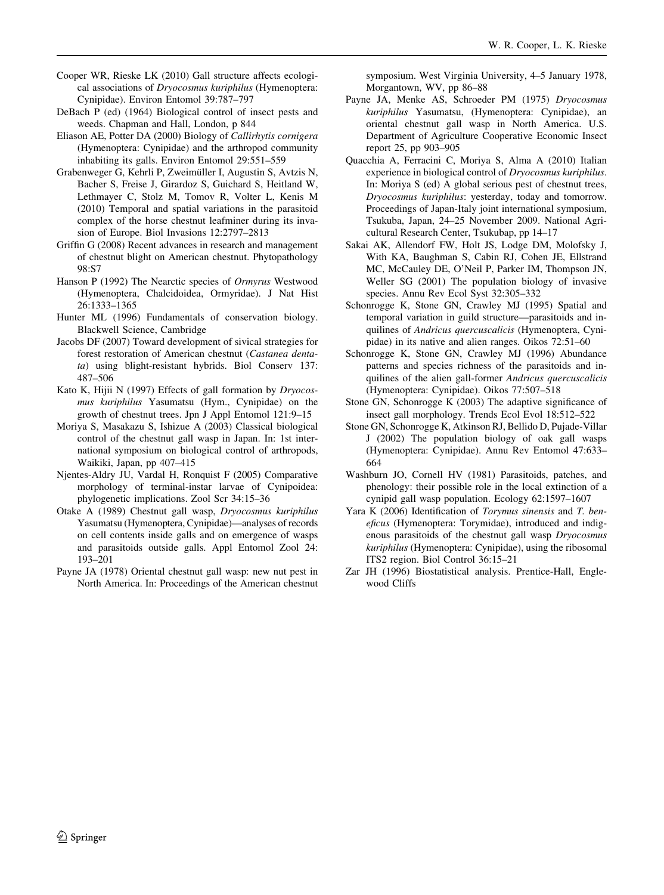Cooper WR, Rieske LK (2010) Gall structure affects ecological associations of *Dryocosmus kuriphilus* (Hymenoptera: Cynipidae). Environ Entomol 39:787–797

DeBach P (ed) (1964) Biological control of insect pests and weeds. Chapman and Hall, London, p 844

Eliason AE, Potter DA (2000) Biology of *Callirhytis cornigera* (Hymenoptera: Cynipidae) and the arthropod community inhabiting its galls. Environ Entomol 29:551–559

Grabenweger G, Kehrli P, Zweimüller I, Augustin S, Avtzis N, Bacher S, Freise J, Girardoz S, Guichard S, Heitland W, Lethmayer C, Stolz M, Tomov R, Volter L, Kenis M (2010) Temporal and spatial variations in the parasitoid complex of the horse chestnut leafminer during its invasion of Europe. Biol Invasions 12:2797–2813

Griffin G (2008) Recent advances in research and management of chestnut blight on American chestnut. Phytopathology 98:S7

Hanson P (1992) The Nearctic species of *Ormyrus* Westwood (Hymenoptera, Chalcidoidea, Ormyridae). J Nat Hist 26:1333–1365

Hunter ML (1996) Fundamentals of conservation biology. Blackwell Science, Cambridge

Jacobs DF (2007) Toward development of sivical strategies for forest restoration of American chestnut (*Castanea dentata*) using blight-resistant hybrids. Biol Conserv 137: 487–506

Kato K, Hijii N (1997) Effects of gall formation by *Dryocosmus kuriphilus* Yasumatsu (Hym., Cynipidae) on the growth of chestnut trees. Jpn J Appl Entomol 121:9–15

Moriya S, Masakazu S, Ishizue A (2003) Classical biological control of the chestnut gall wasp in Japan. In: 1st international symposium on biological control of arthropods, Waikiki, Japan, pp 407–415

Njentes-Aldry JU, Vardal H, Ronquist F (2005) Comparative morphology of terminal-instar larvae of Cynipoidea: phylogenetic implications. Zool Scr 34:15–36

Otake A (1989) Chestnut gall wasp, *Dryocosmus kuriphilus* Yasumatsu (Hymenoptera, Cynipidae)—analyses of records on cell contents inside galls and on emergence of wasps and parasitoids outside galls. Appl Entomol Zool 24: 193–201

Payne JA (1978) Oriental chestnut gall wasp: new nut pest in North America. In: Proceedings of the American chestnut symposium. West Virginia University, 4–5 January 1978, Morgantown, WV, pp 86–88

Payne JA, Menke AS, Schroeder PM (1975) *Dryocosmus kuriphilus* Yasumatsu, (Hymenoptera: Cynipidae), an oriental chestnut gall wasp in North America. U.S. Department of Agriculture Cooperative Economic Insect report 25, pp 903–905

Quacchia A, Ferracini C, Moriya S, Alma A (2010) Italian experience in biological control of *Dryocosmus kuriphilus*. In: Moriya S (ed) A global serious pest of chestnut trees, *Dryocosmus kuriphilus*: yesterday, today and tomorrow. Proceedings of Japan-Italy joint international symposium, Tsukuba, Japan, 24–25 November 2009. National Agricultural Research Center, Tsukubap, pp 14–17

Sakai AK, Allendorf FW, Holt JS, Lodge DM, Molofsky J, With KA, Baughman S, Cabin RJ, Cohen JE, Ellstrand MC, McCauley DE, O'Neil P, Parker IM, Thompson JN, Weller SG (2001) The population biology of invasive species. Annu Rev Ecol Syst 32:305–332

Schonrogge K, Stone GN, Crawley MJ (1995) Spatial and temporal variation in guild structure—parasitoids and inquilines of *Andricus quercuscalicis* (Hymenoptera, Cynipidae) in its native and alien ranges. Oikos 72:51–60

Schonrogge K, Stone GN, Crawley MJ (1996) Abundance patterns and species richness of the parasitoids and inquilines of the alien gall-former *Andricus quercuscalicis* (Hymenoptera: Cynipidae). Oikos 77:507–518

Stone GN, Schonrogge K (2003) The adaptive significance of insect gall morphology. Trends Ecol Evol 18:512–522

Stone GN, Schonrogge K, Atkinson RJ, Bellido D, Pujade-Villar J (2002) The population biology of oak gall wasps (Hymenoptera: Cynipidae). Annu Rev Entomol 47:633–664

Washburn JO, Cornell HV (1981) Parasitoids, patches, and phenology: their possible role in the local extinction of a cynipid gall wasp population. Ecology 62:1597–1607

Yara K (2006) Identification of *Torymus sinensis* and *T. beneficus* (Hymenoptera: Torymidae), introduced and indigenous parasitoids of the chestnut gall wasp *Dryocosmus kuriphilus* (Hymenoptera: Cynipidae), using the ribosomal ITS2 region. Biol Control 36:15–21

Zar JH (1996) Biostatistical analysis. Prentice-Hall, Englewood Cliffs